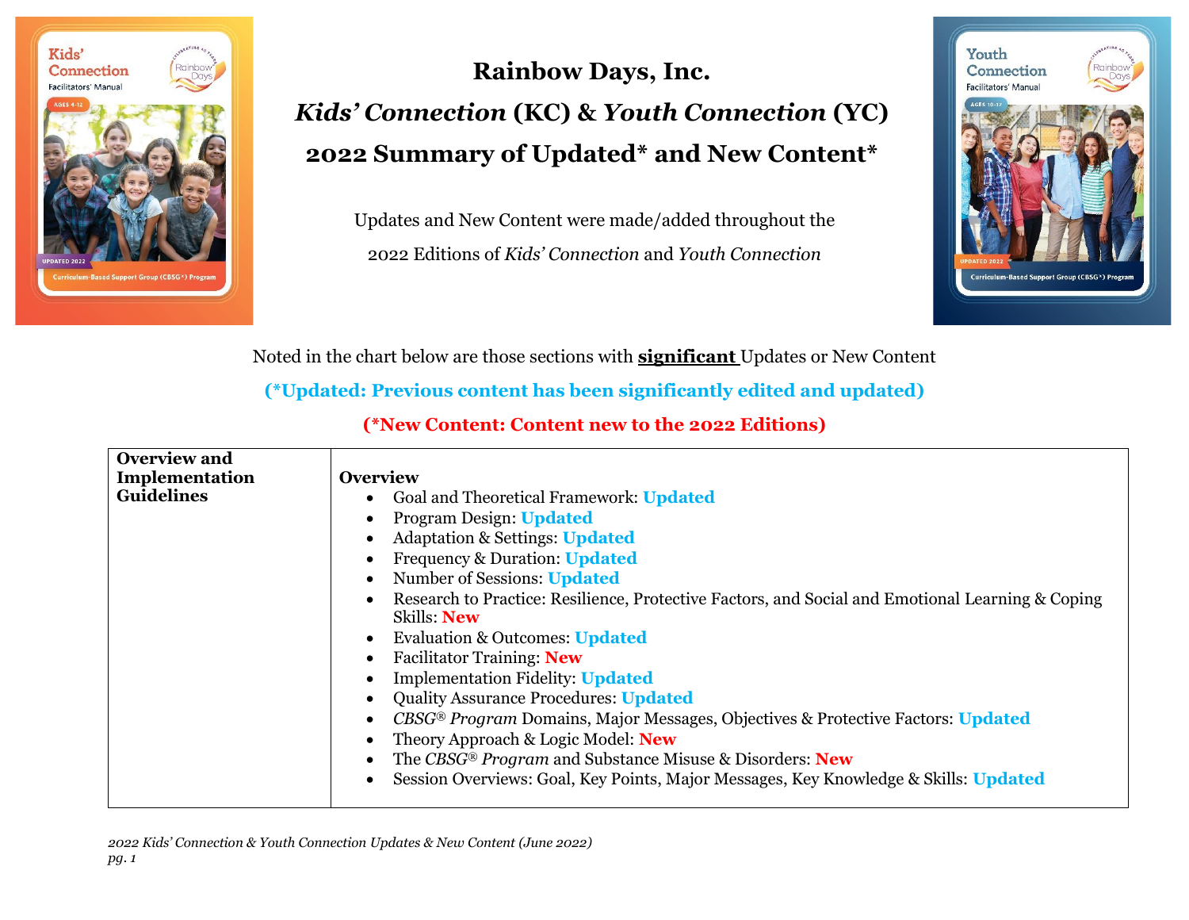# Rainbow Days, Inc.

# *Kids' Connection* (KC) & *Youth Connection* (YC)

# 2022 Summary of Updated* and New Content*

Updates and New Content were made/added throughout the 2022 Editions of *Kids' Connection* and *Youth Connection*

Noted in the chart below are those sections with **significant** Updates or New Content

**(*Updated: Previous content has been significantly edited and updated)**

**(*New Content: Content new to the 2022 Editions)**

| **Overview and Implementation Guidelines** | **Overview**<br>• Goal and Theoretical Framework: **Updated**<br>• Program Design: **Updated**<br>• Adaptation & Settings: **Updated**<br>• Frequency & Duration: **Updated**<br>• Number of Sessions: **Updated**<br>• Research to Practice: Resilience, Protective Factors, and Social and Emotional Learning & Coping Skills: **New**<br>• Evaluation & Outcomes: **Updated**<br>• Facilitator Training: **New**<br>• Implementation Fidelity: **Updated**<br>• Quality Assurance Procedures: **Updated**<br>• *CBSG® Program* Domains, Major Messages, Objectives & Protective Factors: **Updated**<br>• Theory Approach & Logic Model: **New**<br>• The *CBSG® Program* and Substance Misuse & Disorders: **New**<br>• Session Overviews: Goal, Key Points, Major Messages, Key Knowledge & Skills: **Updated** |
|---|---|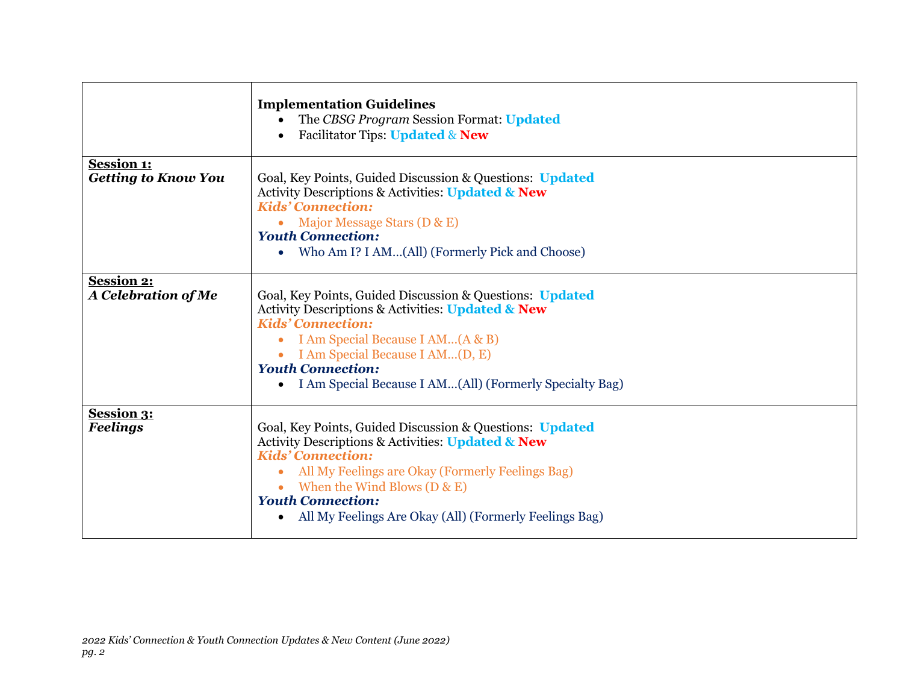| | |
|---|---|
| | **Implementation Guidelines**<br>• The *CBSG Program* Session Format: **Updated**<br>• Facilitator Tips: **Updated** & **New** |
| **Session 1:**<br>***Getting to Know You*** | Goal, Key Points, Guided Discussion & Questions: **Updated**<br>Activity Descriptions & Activities: **Updated & New**<br>***Kids' Connection:***<br>• Major Message Stars (D & E)<br>***Youth Connection:***<br>• Who Am I? I AM…(All) (Formerly Pick and Choose) |
| **Session 2:**<br>***A Celebration of Me*** | Goal, Key Points, Guided Discussion & Questions: **Updated**<br>Activity Descriptions & Activities: **Updated & New**<br>***Kids' Connection:***<br>• I Am Special Because I AM…(A & B)<br>• I Am Special Because I AM…(D, E)<br>***Youth Connection:***<br>• I Am Special Because I AM…(All) (Formerly Specialty Bag) |
| **Session 3:**<br>***Feelings*** | Goal, Key Points, Guided Discussion & Questions: **Updated**<br>Activity Descriptions & Activities: **Updated & New**<br>***Kids' Connection:***<br>• All My Feelings are Okay (Formerly Feelings Bag)<br>• When the Wind Blows (D & E)<br>***Youth Connection:***<br>• All My Feelings Are Okay (All) (Formerly Feelings Bag) |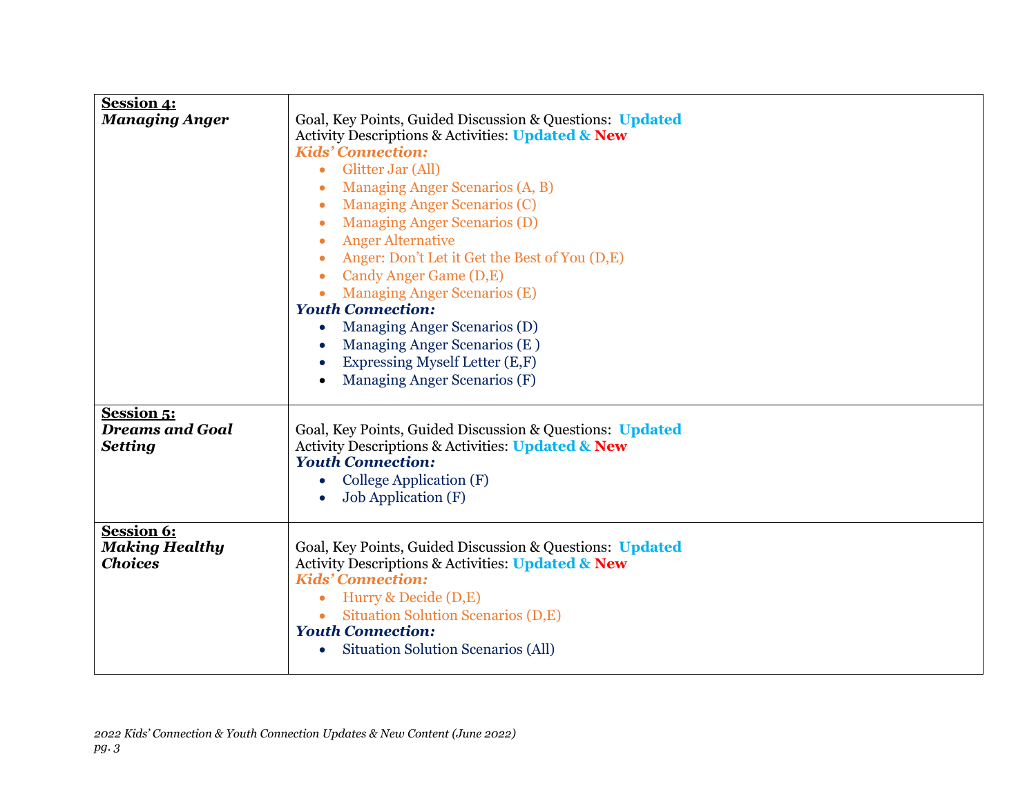| | |
|---|---|
| **Session 4:**<br>***Managing Anger*** | Goal, Key Points, Guided Discussion & Questions: **Updated**<br>Activity Descriptions & Activities: **Updated & New**<br>***Kids' Connection:***<br>• Glitter Jar (All)<br>• Managing Anger Scenarios (A, B)<br>• Managing Anger Scenarios (C)<br>• Managing Anger Scenarios (D)<br>• Anger Alternative<br>• Anger: Don't Let it Get the Best of You (D,E)<br>• Candy Anger Game (D,E)<br>• Managing Anger Scenarios (E)<br>***Youth Connection:***<br>• Managing Anger Scenarios (D)<br>• Managing Anger Scenarios (E )<br>• Expressing Myself Letter (E,F)<br>• Managing Anger Scenarios (F) |
| **Session 5:**<br>***Dreams and Goal Setting*** | Goal, Key Points, Guided Discussion & Questions: **Updated**<br>Activity Descriptions & Activities: **Updated & New**<br>***Youth Connection:***<br>• College Application (F)<br>• Job Application (F) |
| **Session 6:**<br>***Making Healthy Choices*** | Goal, Key Points, Guided Discussion & Questions: **Updated**<br>Activity Descriptions & Activities: **Updated & New**<br>***Kids' Connection:***<br>• Hurry & Decide (D,E)<br>• Situation Solution Scenarios (D,E)<br>***Youth Connection:***<br>• Situation Solution Scenarios (All) |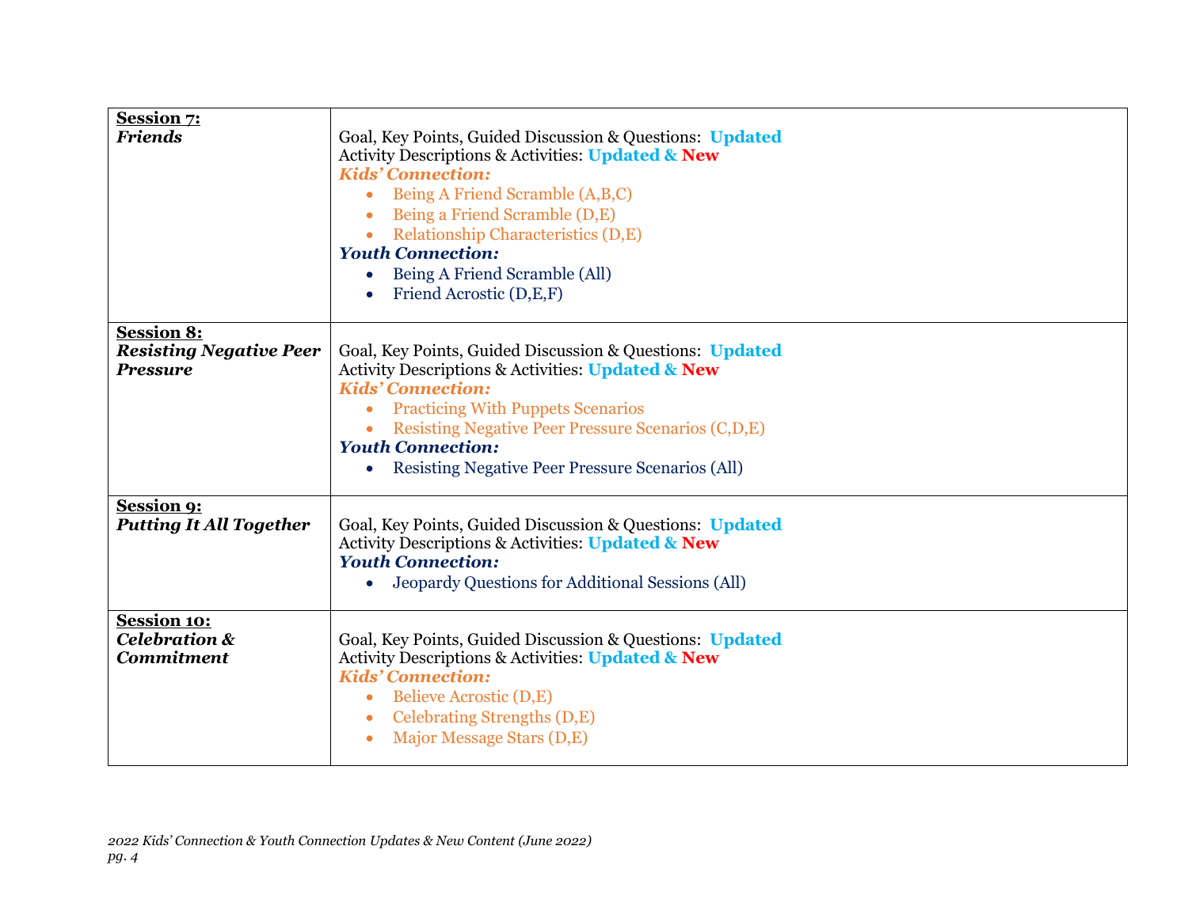| | |
|---|---|
| **Session 7:**<br>***Friends*** | Goal, Key Points, Guided Discussion & Questions: **Updated**<br>Activity Descriptions & Activities: **Updated & New**<br>***Kids' Connection:***<br>• Being A Friend Scramble (A,B,C)<br>• Being a Friend Scramble (D,E)<br>• Relationship Characteristics (D,E)<br>***Youth Connection:***<br>• Being A Friend Scramble (All)<br>• Friend Acrostic (D,E,F) |
| **Session 8:**<br>***Resisting Negative Peer Pressure*** | Goal, Key Points, Guided Discussion & Questions: **Updated**<br>Activity Descriptions & Activities: **Updated & New**<br>***Kids' Connection:***<br>• Practicing With Puppets Scenarios<br>• Resisting Negative Peer Pressure Scenarios (C,D,E)<br>***Youth Connection:***<br>• Resisting Negative Peer Pressure Scenarios (All) |
| **Session 9:**<br>***Putting It All Together*** | Goal, Key Points, Guided Discussion & Questions: **Updated**<br>Activity Descriptions & Activities: **Updated & New**<br>***Youth Connection:***<br>• Jeopardy Questions for Additional Sessions (All) |
| **Session 10:**<br>***Celebration & Commitment*** | Goal, Key Points, Guided Discussion & Questions: **Updated**<br>Activity Descriptions & Activities: **Updated & New**<br>***Kids' Connection:***<br>• Believe Acrostic (D,E)<br>• Celebrating Strengths (D,E)<br>• Major Message Stars (D,E) |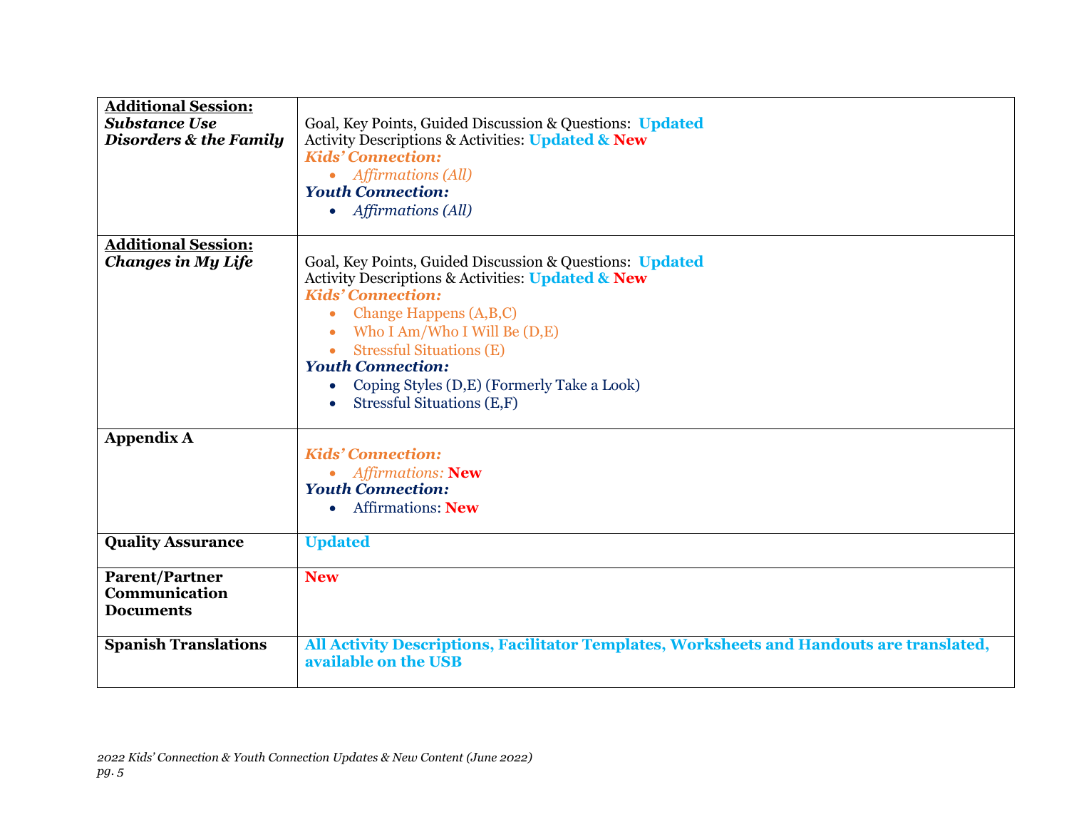| | |
|---|---|
| **<u>Additional Session:</u>** ***Substance Use Disorders & the Family*** | Goal, Key Points, Guided Discussion & Questions: **Updated**<br>Activity Descriptions & Activities: **Updated & New**<br>***Kids' Connection:***<br>• *Affirmations (All)*<br>***Youth Connection:***<br>• *Affirmations (All)* |
| **<u>Additional Session:</u>** ***Changes in My Life*** | Goal, Key Points, Guided Discussion & Questions: **Updated**<br>Activity Descriptions & Activities: **Updated & New**<br>***Kids' Connection:***<br>• Change Happens (A,B,C)<br>• Who I Am/Who I Will Be (D,E)<br>• Stressful Situations (E)<br>***Youth Connection:***<br>• Coping Styles (D,E) (Formerly Take a Look)<br>• Stressful Situations (E,F) |
| **Appendix A** | ***Kids' Connection:***<br>• *Affirmations:* **New**<br>***Youth Connection:***<br>• Affirmations: **New** |
| **Quality Assurance** | **Updated** |
| **Parent/Partner Communication Documents** | **New** |
| **Spanish Translations** | **All Activity Descriptions, Facilitator Templates, Worksheets and Handouts are translated, available on the USB** |